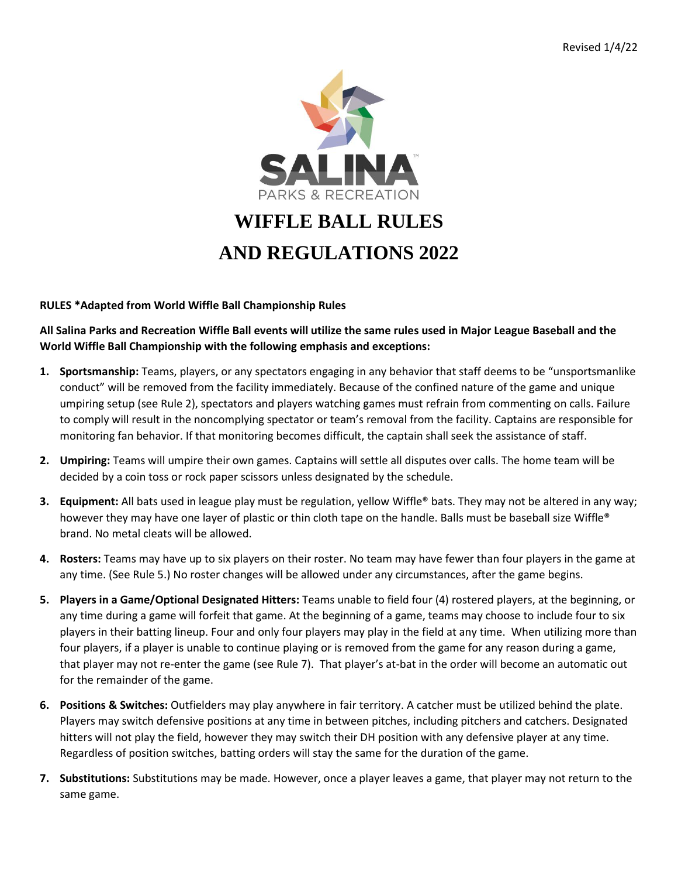Revised 1/4/22

SALINA PARKS & RECREATION

# WIFFLE BALL RULES AND REGULATIONS 2022

**RULES *Adapted from World Wiffle Ball Championship Rules**

**All Salina Parks and Recreation Wiffle Ball events will utilize the same rules used in Major League Baseball and the World Wiffle Ball Championship with the following emphasis and exceptions:**

1. **Sportsmanship:** Teams, players, or any spectators engaging in any behavior that staff deems to be "unsportsmanlike conduct" will be removed from the facility immediately. Because of the confined nature of the game and unique umpiring setup (see Rule 2), spectators and players watching games must refrain from commenting on calls. Failure to comply will result in the noncomplying spectator or team's removal from the facility. Captains are responsible for monitoring fan behavior. If that monitoring becomes difficult, the captain shall seek the assistance of staff.
2. **Umpiring:** Teams will umpire their own games. Captains will settle all disputes over calls. The home team will be decided by a coin toss or rock paper scissors unless designated by the schedule.
3. **Equipment:** All bats used in league play must be regulation, yellow Wiffle® bats. They may not be altered in any way; however they may have one layer of plastic or thin cloth tape on the handle. Balls must be baseball size Wiffle® brand. No metal cleats will be allowed.
4. **Rosters:** Teams may have up to six players on their roster. No team may have fewer than four players in the game at any time. (See Rule 5.) No roster changes will be allowed under any circumstances, after the game begins.
5. **Players in a Game/Optional Designated Hitters:** Teams unable to field four (4) rostered players, at the beginning, or any time during a game will forfeit that game. At the beginning of a game, teams may choose to include four to six players in their batting lineup. Four and only four players may play in the field at any time. When utilizing more than four players, if a player is unable to continue playing or is removed from the game for any reason during a game, that player may not re-enter the game (see Rule 7). That player's at-bat in the order will become an automatic out for the remainder of the game.
6. **Positions & Switches:** Outfielders may play anywhere in fair territory. A catcher must be utilized behind the plate. Players may switch defensive positions at any time in between pitches, including pitchers and catchers. Designated hitters will not play the field, however they may switch their DH position with any defensive player at any time. Regardless of position switches, batting orders will stay the same for the duration of the game.
7. **Substitutions:** Substitutions may be made. However, once a player leaves a game, that player may not return to the same game.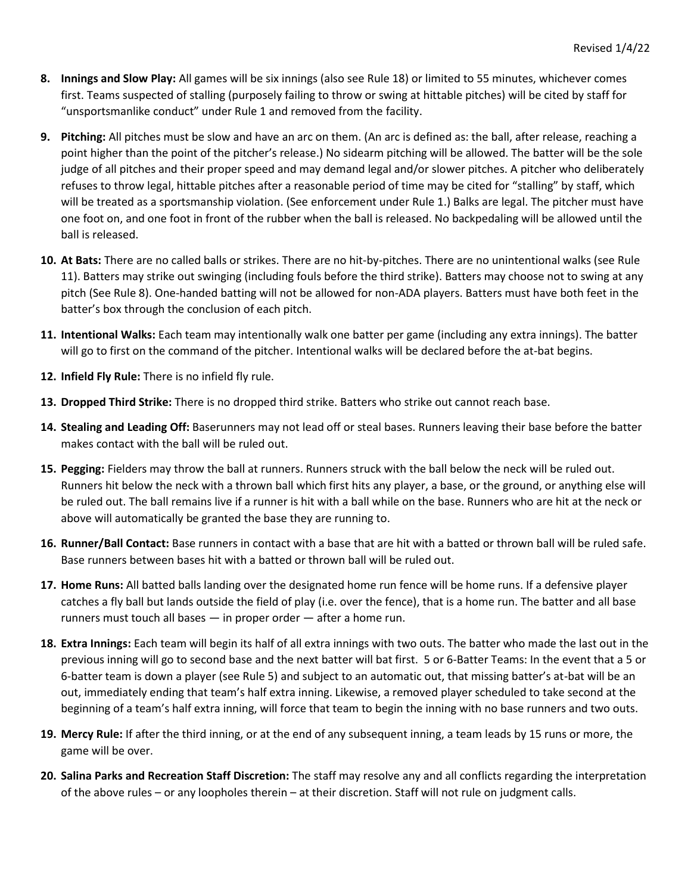8. **Innings and Slow Play:** All games will be six innings (also see Rule 18) or limited to 55 minutes, whichever comes first. Teams suspected of stalling (purposely failing to throw or swing at hittable pitches) will be cited by staff for "unsportsmanlike conduct" under Rule 1 and removed from the facility.

9. **Pitching:** All pitches must be slow and have an arc on them. (An arc is defined as: the ball, after release, reaching a point higher than the point of the pitcher's release.) No sidearm pitching will be allowed. The batter will be the sole judge of all pitches and their proper speed and may demand legal and/or slower pitches. A pitcher who deliberately refuses to throw legal, hittable pitches after a reasonable period of time may be cited for "stalling" by staff, which will be treated as a sportsmanship violation. (See enforcement under Rule 1.) Balks are legal. The pitcher must have one foot on, and one foot in front of the rubber when the ball is released. No backpedaling will be allowed until the ball is released.

10. **At Bats:** There are no called balls or strikes. There are no hit-by-pitches. There are no unintentional walks (see Rule 11). Batters may strike out swinging (including fouls before the third strike). Batters may choose not to swing at any pitch (See Rule 8). One-handed batting will not be allowed for non-ADA players. Batters must have both feet in the batter's box through the conclusion of each pitch.

11. **Intentional Walks:** Each team may intentionally walk one batter per game (including any extra innings). The batter will go to first on the command of the pitcher. Intentional walks will be declared before the at-bat begins.

12. **Infield Fly Rule:** There is no infield fly rule.

13. **Dropped Third Strike:** There is no dropped third strike. Batters who strike out cannot reach base.

14. **Stealing and Leading Off:** Baserunners may not lead off or steal bases. Runners leaving their base before the batter makes contact with the ball will be ruled out.

15. **Pegging:** Fielders may throw the ball at runners. Runners struck with the ball below the neck will be ruled out. Runners hit below the neck with a thrown ball which first hits any player, a base, or the ground, or anything else will be ruled out. The ball remains live if a runner is hit with a ball while on the base. Runners who are hit at the neck or above will automatically be granted the base they are running to.

16. **Runner/Ball Contact:** Base runners in contact with a base that are hit with a batted or thrown ball will be ruled safe. Base runners between bases hit with a batted or thrown ball will be ruled out.

17. **Home Runs:** All batted balls landing over the designated home run fence will be home runs. If a defensive player catches a fly ball but lands outside the field of play (i.e. over the fence), that is a home run. The batter and all base runners must touch all bases — in proper order — after a home run.

18. **Extra Innings:** Each team will begin its half of all extra innings with two outs. The batter who made the last out in the previous inning will go to second base and the next batter will bat first. 5 or 6-Batter Teams: In the event that a 5 or 6-batter team is down a player (see Rule 5) and subject to an automatic out, that missing batter's at-bat will be an out, immediately ending that team's half extra inning. Likewise, a removed player scheduled to take second at the beginning of a team's half extra inning, will force that team to begin the inning with no base runners and two outs.

19. **Mercy Rule:** If after the third inning, or at the end of any subsequent inning, a team leads by 15 runs or more, the game will be over.

20. **Salina Parks and Recreation Staff Discretion:** The staff may resolve any and all conflicts regarding the interpretation of the above rules – or any loopholes therein – at their discretion. Staff will not rule on judgment calls.